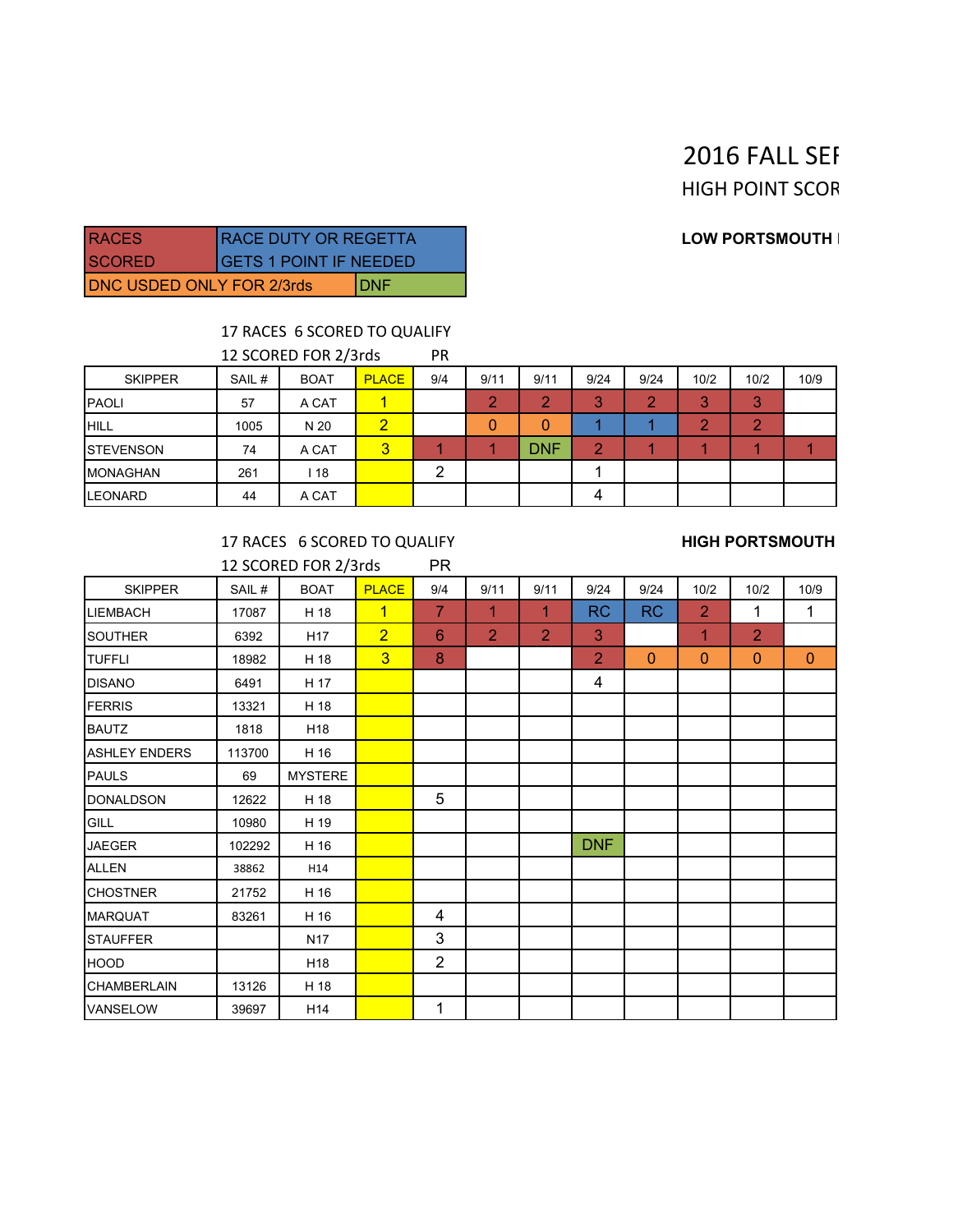# 2016 FALL SEI

HIGH POINT SCOR

| | |
|---|---|
| RACES SCORED | RACE DUTY OR REGETTA GETS 1 POINT IF NEEDED |
| DNC USDED ONLY FOR 2/3rds | DNF |

**LOW PORTSMOUTH I**

17 RACES 6 SCORED TO QUALIFY

12 SCORED FOR 2/3rds PR

| SKIPPER | SAIL # | BOAT | PLACE | 9/4 | 9/11 | 9/11 | 9/24 | 9/24 | 10/2 | 10/2 | 10/9 |
|---|---|---|---|---|---|---|---|---|---|---|---|
| PAOLI | 57 | A CAT | 1 | | 2 | 2 | 3 | 2 | 3 | 3 | |
| HILL | 1005 | N 20 | 2 | | 0 | 0 | 1 | 1 | 2 | 2 | |
| STEVENSON | 74 | A CAT | 3 | 1 | 1 | DNF | 2 | 1 | 1 | 1 | 1 |
| MONAGHAN | 261 | I 18 | | 2 | | | 1 | | | | |
| LEONARD | 44 | A CAT | | | | | 4 | | | | |

**HIGH PORTSMOUTH**

17 RACES 6 SCORED TO QUALIFY

12 SCORED FOR 2/3rds PR

| SKIPPER | SAIL # | BOAT | PLACE | 9/4 | 9/11 | 9/11 | 9/24 | 9/24 | 10/2 | 10/2 | 10/9 |
|---|---|---|---|---|---|---|---|---|---|---|---|
| LIEMBACH | 17087 | H 18 | 1 | 7 | 1 | 1 | RC | RC | 2 | 1 | 1 |
| SOUTHER | 6392 | H17 | 2 | 6 | 2 | 2 | 3 | | 1 | 2 | |
| TUFFLI | 18982 | H 18 | 3 | 8 | | | 2 | 0 | 0 | 0 | 0 |
| DISANO | 6491 | H 17 | | | | | 4 | | | | |
| FERRIS | 13321 | H 18 | | | | | | | | | |
| BAUTZ | 1818 | H18 | | | | | | | | | |
| ASHLEY ENDERS | 113700 | H 16 | | | | | | | | | |
| PAULS | 69 | MYSTERE | | | | | | | | | |
| DONALDSON | 12622 | H 18 | | 5 | | | | | | | |
| GILL | 10980 | H 19 | | | | | | | | | |
| JAEGER | 102292 | H 16 | | | | | DNF | | | | |
| ALLEN | 38862 | H14 | | | | | | | | | |
| CHOSTNER | 21752 | H 16 | | | | | | | | | |
| MARQUAT | 83261 | H 16 | | 4 | | | | | | | |
| STAUFFER | | N17 | | 3 | | | | | | | |
| HOOD | | H18 | | 2 | | | | | | | |
| CHAMBERLAIN | 13126 | H 18 | | | | | | | | | |
| VANSELOW | 39697 | H14 | | 1 | | | | | | | |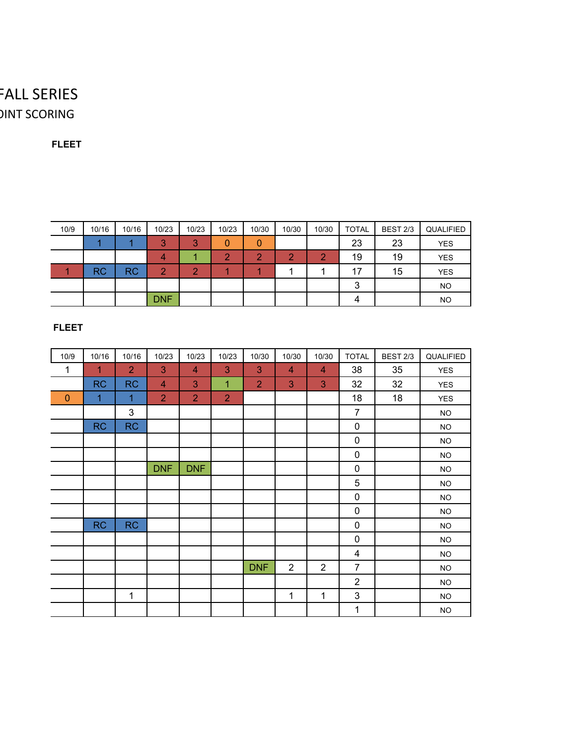# FALL SERIES

## OINT SCORING

**FLEET**

| 10/9 | 10/16 | 10/16 | 10/23 | 10/23 | 10/23 | 10/30 | 10/30 | 10/30 | TOTAL | BEST 2/3 | QUALIFIED |
|---|---|---|---|---|---|---|---|---|---|---|---|
| | 1 | 1 | 3 | 3 | 0 | 0 | | | 23 | 23 | YES |
| | | | 4 | 1 | 2 | 2 | 2 | 2 | 19 | 19 | YES |
| 1 | RC | RC | 2 | 2 | 1 | 1 | 1 | 1 | 17 | 15 | YES |
| | | | | | | | | | 3 | | NO |
| | | | DNF | | | | | | 4 | | NO |

**FLEET**

| 10/9 | 10/16 | 10/16 | 10/23 | 10/23 | 10/23 | 10/30 | 10/30 | 10/30 | TOTAL | BEST 2/3 | QUALIFIED |
|---|---|---|---|---|---|---|---|---|---|---|---|
| 1 | 1 | 2 | 3 | 4 | 3 | 3 | 4 | 4 | 38 | 35 | YES |
| | RC | RC | 4 | 3 | 1 | 2 | 3 | 3 | 32 | 32 | YES |
| 0 | 1 | 1 | 2 | 2 | 2 | | | | 18 | 18 | YES |
| | | 3 | | | | | | | 7 | | NO |
| | RC | RC | | | | | | | 0 | | NO |
| | | | | | | | | | 0 | | NO |
| | | | | | | | | | 0 | | NO |
| | | | DNF | DNF | | | | | 0 | | NO |
| | | | | | | | | | 5 | | NO |
| | | | | | | | | | 0 | | NO |
| | | | | | | | | | 0 | | NO |
| | RC | RC | | | | | | | 0 | | NO |
| | | | | | | | | | 0 | | NO |
| | | | | | | | | | 4 | | NO |
| | | | | | | DNF | 2 | 2 | 7 | | NO |
| | | | | | | | | | 2 | | NO |
| | | 1 | | | | | 1 | 1 | 3 | | NO |
| | | | | | | | | | 1 | | NO |